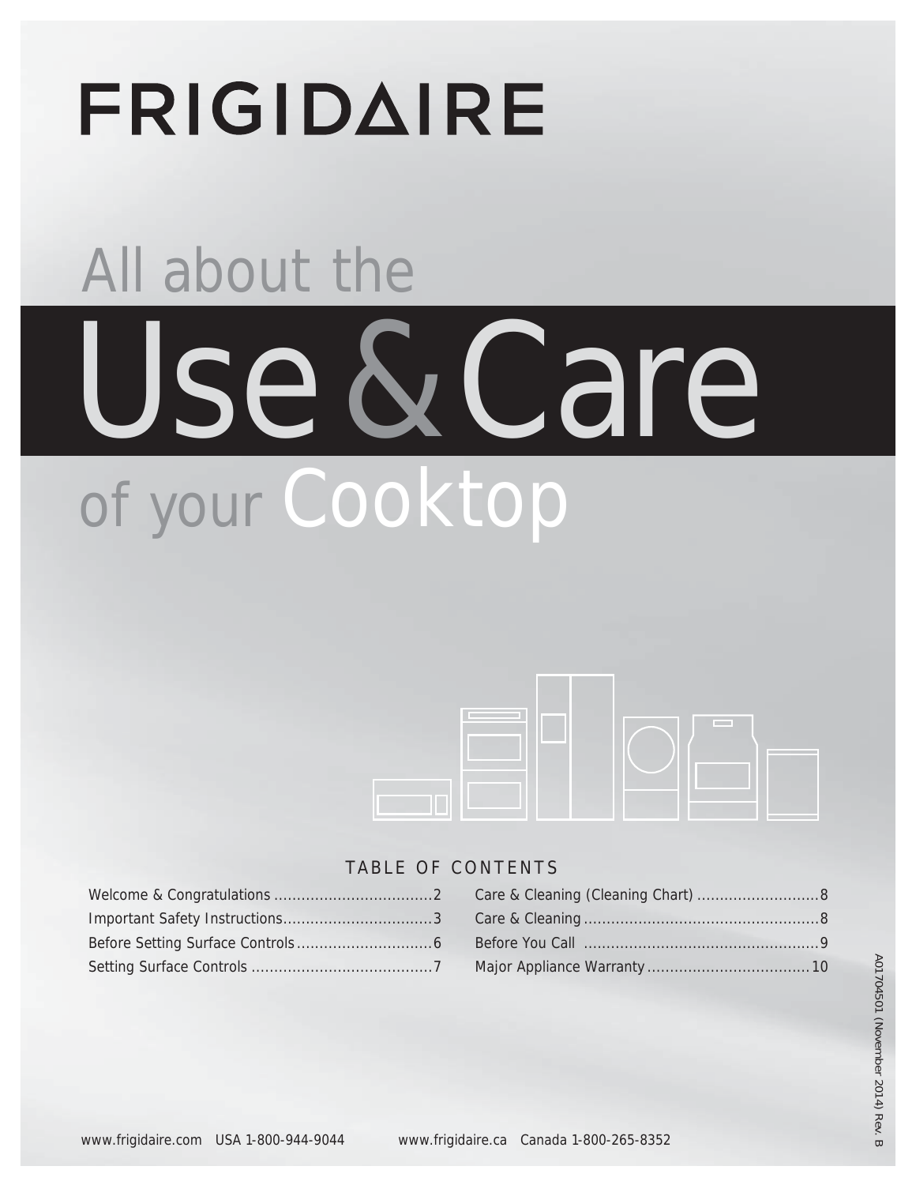# FRIGIDAIRE

All about the

# Use & Care

of your Cooktop

TABLE OF CONTENTS

| | |
|---|---|
| Welcome & Congratulations ....................................2 | Care & Cleaning (Cleaning Chart) ...........................8 |
| Important Safety Instructions.................................3 | Care & Cleaning ....................................................8 |
| Before Setting Surface Controls..............................6 | Before You Call ....................................................9 |
| Setting Surface Controls ........................................7 | Major Appliance Warranty....................................10 |

A01704501 (November 2014) Rev. B

www.frigidaire.com USA 1-800-944-9044 www.frigidaire.ca Canada 1-800-265-8352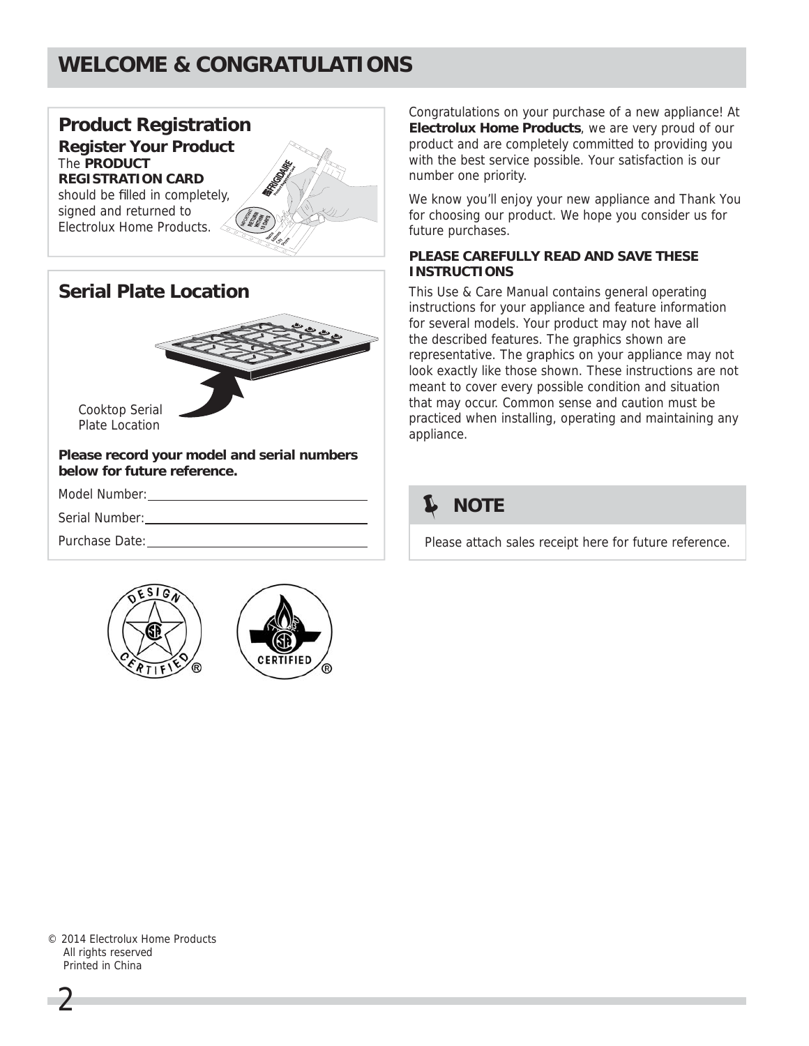# WELCOME & CONGRATULATIONS

## Product Registration

### Register Your Product

The **PRODUCT REGISTRATION CARD** should be filled in completely, signed and returned to Electrolux Home Products.

## Serial Plate Location

Cooktop Serial Plate Location

**Please record your model and serial numbers below for future reference.**

Model Number: ____________________

Serial Number: ____________________

Purchase Date: ____________________

Congratulations on your purchase of a new appliance! At **Electrolux Home Products**, we are very proud of our product and are completely committed to providing you with the best service possible. Your satisfaction is our number one priority.

We know you'll enjoy your new appliance and Thank You for choosing our product. We hope you consider us for future purchases.

**PLEASE CAREFULLY READ AND SAVE THESE INSTRUCTIONS**

This Use & Care Manual contains general operating instructions for your appliance and feature information for several models. Your product may not have all the described features. The graphics shown are representative. The graphics on your appliance may not look exactly like those shown. These instructions are not meant to cover every possible condition and situation that may occur. Common sense and caution must be practiced when installing, operating and maintaining any appliance.

### NOTE

Please attach sales receipt here for future reference.

© 2014 Electrolux Home Products
All rights reserved
Printed in China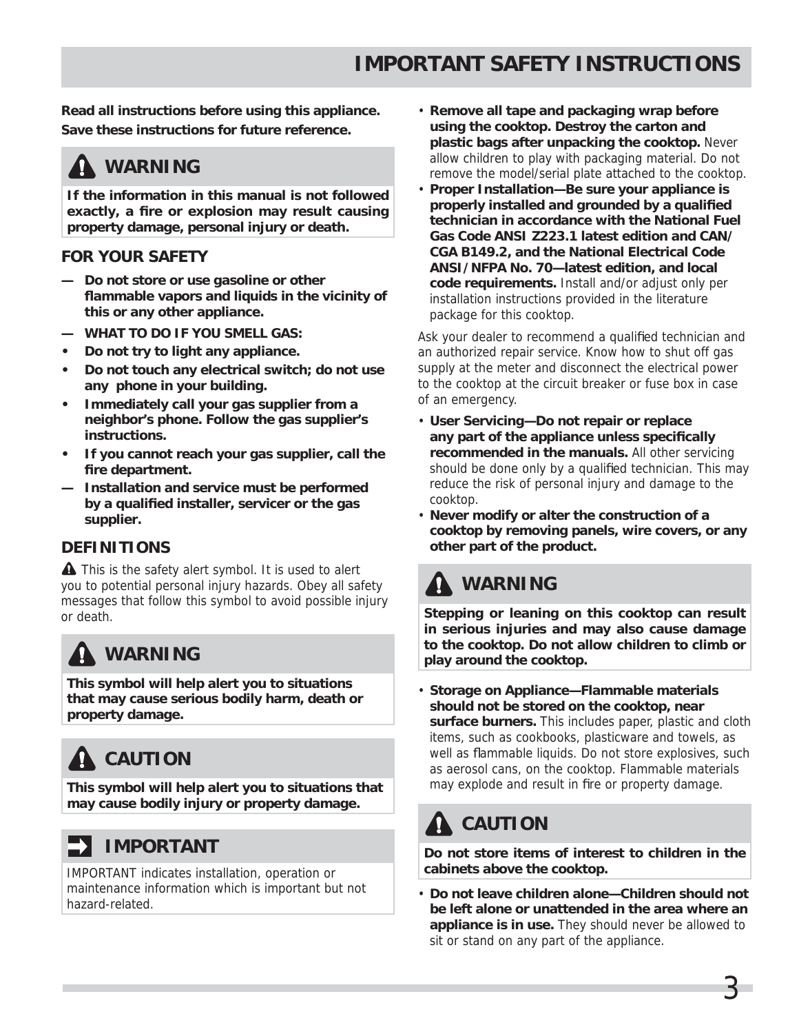# IMPORTANT SAFETY INSTRUCTIONS

**Read all instructions before using this appliance.**
**Save these instructions for future reference.**

> ⚠ **WARNING**
>
> **If the information in this manual is not followed exactly, a fire or explosion may result causing property damage, personal injury or death.**

## FOR YOUR SAFETY

- **— Do not store or use gasoline or other flammable vapors and liquids in the vicinity of this or any other appliance.**
- **— WHAT TO DO IF YOU SMELL GAS:**
- **Do not try to light any appliance.**
- **Do not touch any electrical switch; do not use any phone in your building.**
- **Immediately call your gas supplier from a neighbor's phone. Follow the gas supplier's instructions.**
- **If you cannot reach your gas supplier, call the fire department.**
- **— Installation and service must be performed by a qualified installer, servicer or the gas supplier.**

## DEFINITIONS

⚠ This is the safety alert symbol. It is used to alert you to potential personal injury hazards. Obey all safety messages that follow this symbol to avoid possible injury or death.

> ⚠ **WARNING**
>
> **This symbol will help alert you to situations that may cause serious bodily harm, death or property damage.**

> ⚠ **CAUTION**
>
> **This symbol will help alert you to situations that may cause bodily injury or property damage.**

> ➡ **IMPORTANT**
>
> IMPORTANT indicates installation, operation or maintenance information which is important but not hazard-related.

- **Remove all tape and packaging wrap before using the cooktop. Destroy the carton and plastic bags after unpacking the cooktop.** Never allow children to play with packaging material. Do not remove the model/serial plate attached to the cooktop.
- **Proper Installation—Be sure your appliance is properly installed and grounded by a qualified technician in accordance with the National Fuel Gas Code ANSI Z223.1 latest edition and CAN/CGA B149.2, and the National Electrical Code ANSI/NFPA No. 70—latest edition, and local code requirements.** Install and/or adjust only per installation instructions provided in the literature package for this cooktop.

Ask your dealer to recommend a qualified technician and an authorized repair service. Know how to shut off gas supply at the meter and disconnect the electrical power to the cooktop at the circuit breaker or fuse box in case of an emergency.

- **User Servicing—Do not repair or replace any part of the appliance unless specifically recommended in the manuals.** All other servicing should be done only by a qualified technician. This may reduce the risk of personal injury and damage to the cooktop.
- **Never modify or alter the construction of a cooktop by removing panels, wire covers, or any other part of the product.**

> ⚠ **WARNING**
>
> **Stepping or leaning on this cooktop can result in serious injuries and may also cause damage to the cooktop. Do not allow children to climb or play around the cooktop.**

- **Storage on Appliance—Flammable materials should not be stored on the cooktop, near surface burners.** This includes paper, plastic and cloth items, such as cookbooks, plasticware and towels, as well as flammable liquids. Do not store explosives, such as aerosol cans, on the cooktop. Flammable materials may explode and result in fire or property damage.

> ⚠ **CAUTION**
>
> **Do not store items of interest to children in the cabinets above the cooktop.**

- **Do not leave children alone—Children should not be left alone or unattended in the area where an appliance is in use.** They should never be allowed to sit or stand on any part of the appliance.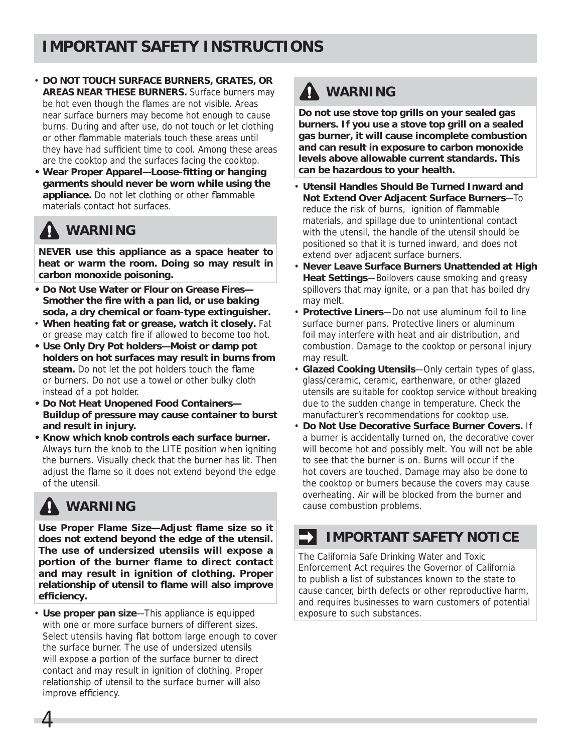# IMPORTANT SAFETY INSTRUCTIONS

- **DO NOT TOUCH SURFACE BURNERS, GRATES, OR AREAS NEAR THESE BURNERS.** Surface burners may be hot even though the flames are not visible. Areas near surface burners may become hot enough to cause burns. During and after use, do not touch or let clothing or other flammable materials touch these areas until they have had sufficient time to cool. Among these areas are the cooktop and the surfaces facing the cooktop.
- **Wear Proper Apparel—Loose-fitting or hanging garments should never be worn while using the appliance.** Do not let clothing or other flammable materials contact hot surfaces.

## ⚠ WARNING

**NEVER use this appliance as a space heater to heat or warm the room. Doing so may result in carbon monoxide poisoning.**

- **Do Not Use Water or Flour on Grease Fires—Smother the fire with a pan lid, or use baking soda, a dry chemical or foam-type extinguisher.**
- **When heating fat or grease, watch it closely.** Fat or grease may catch fire if allowed to become too hot.
- **Use Only Dry Pot holders—Moist or damp pot holders on hot surfaces may result in burns from steam.** Do not let the pot holders touch the flame or burners. Do not use a towel or other bulky cloth instead of a pot holder.
- **Do Not Heat Unopened Food Containers—Buildup of pressure may cause container to burst and result in injury.**
- **Know which knob controls each surface burner.** Always turn the knob to the LITE position when igniting the burners. Visually check that the burner has lit. Then adjust the flame so it does not extend beyond the edge of the utensil.

## ⚠ WARNING

**Use Proper Flame Size—Adjust flame size so it does not extend beyond the edge of the utensil. The use of undersized utensils will expose a portion of the burner flame to direct contact and may result in ignition of clothing. Proper relationship of utensil to flame will also improve efficiency.**

- **Use proper pan size**—This appliance is equipped with one or more surface burners of different sizes. Select utensils having flat bottom large enough to cover the surface burner. The use of undersized utensils will expose a portion of the surface burner to direct contact and may result in ignition of clothing. Proper relationship of utensil to the surface burner will also improve efficiency.

## ⚠ WARNING

**Do not use stove top grills on your sealed gas burners. If you use a stove top grill on a sealed gas burner, it will cause incomplete combustion and can result in exposure to carbon monoxide levels above allowable current standards. This can be hazardous to your health.**

- **Utensil Handles Should Be Turned Inward and Not Extend Over Adjacent Surface Burners**—To reduce the risk of burns, ignition of flammable materials, and spillage due to unintentional contact with the utensil, the handle of the utensil should be positioned so that it is turned inward, and does not extend over adjacent surface burners.
- **Never Leave Surface Burners Unattended at High Heat Settings**—Boilovers cause smoking and greasy spillovers that may ignite, or a pan that has boiled dry may melt.
- **Protective Liners**—Do not use aluminum foil to line surface burner pans. Protective liners or aluminum foil may interfere with heat and air distribution, and combustion. Damage to the cooktop or personal injury may result.
- **Glazed Cooking Utensils**—Only certain types of glass, glass/ceramic, ceramic, earthenware, or other glazed utensils are suitable for cooktop service without breaking due to the sudden change in temperature. Check the manufacturer's recommendations for cooktop use.
- **Do Not Use Decorative Surface Burner Covers.** If a burner is accidentally turned on, the decorative cover will become hot and possibly melt. You will not be able to see that the burner is on. Burns will occur if the hot covers are touched. Damage may also be done to the cooktop or burners because the covers may cause overheating. Air will be blocked from the burner and cause combustion problems.

## ➡ IMPORTANT SAFETY NOTICE

The California Safe Drinking Water and Toxic Enforcement Act requires the Governor of California to publish a list of substances known to the state to cause cancer, birth defects or other reproductive harm, and requires businesses to warn customers of potential exposure to such substances.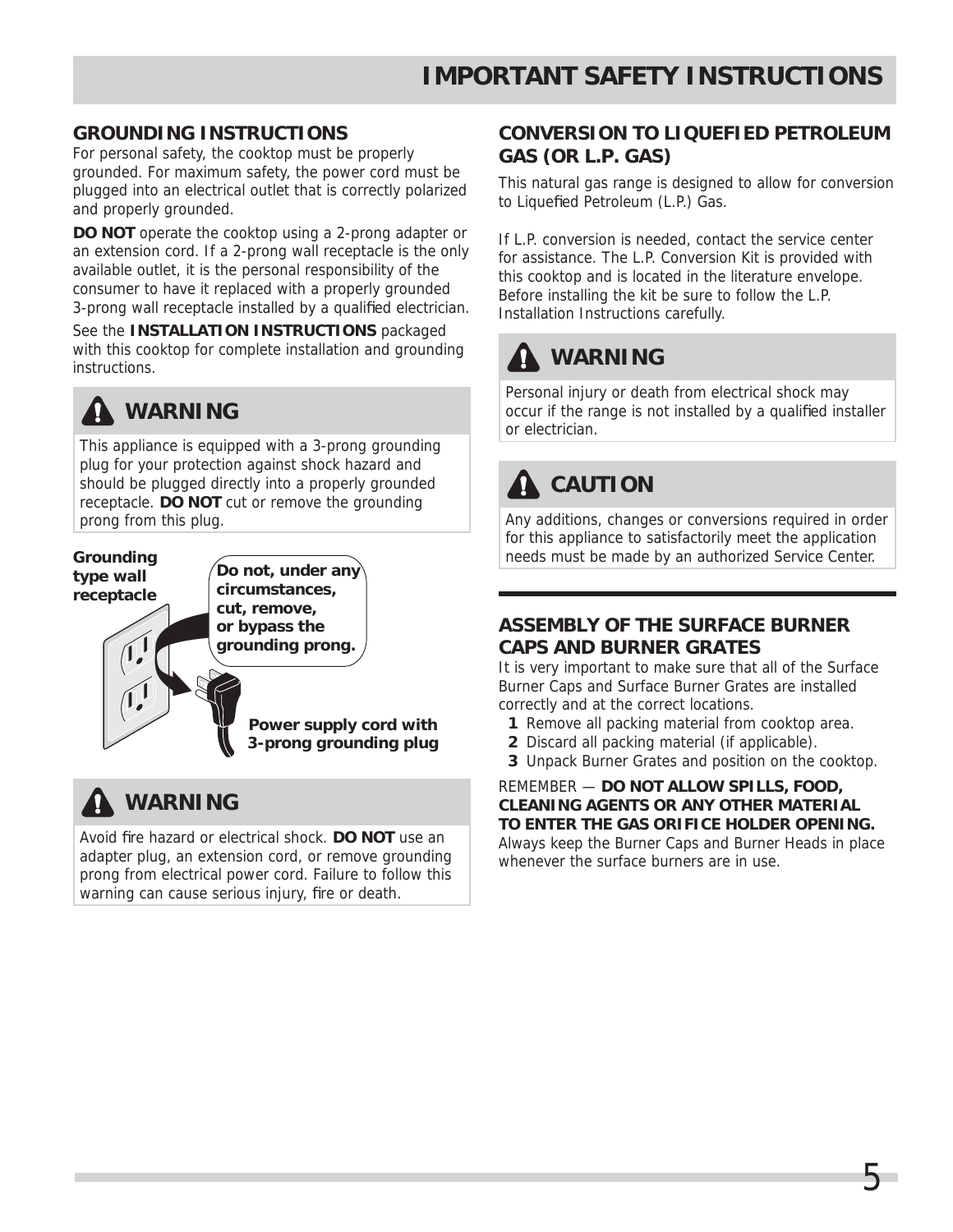# IMPORTANT SAFETY INSTRUCTIONS

## GROUNDING INSTRUCTIONS

For personal safety, the cooktop must be properly grounded. For maximum safety, the power cord must be plugged into an electrical outlet that is correctly polarized and properly grounded.

**DO NOT** operate the cooktop using a 2-prong adapter or an extension cord. If a 2-prong wall receptacle is the only available outlet, it is the personal responsibility of the consumer to have it replaced with a properly grounded 3-prong wall receptacle installed by a qualified electrician.

See the **INSTALLATION INSTRUCTIONS** packaged with this cooktop for complete installation and grounding instructions.

### ⚠ WARNING

This appliance is equipped with a 3-prong grounding plug for your protection against shock hazard and should be plugged directly into a properly grounded receptacle. **DO NOT** cut or remove the grounding prong from this plug.

**Grounding type wall receptacle**

**Do not, under any circumstances, cut, remove, or bypass the grounding prong.**

**Power supply cord with 3-prong grounding plug**

### ⚠ WARNING

Avoid fire hazard or electrical shock. **DO NOT** use an adapter plug, an extension cord, or remove grounding prong from electrical power cord. Failure to follow this warning can cause serious injury, fire or death.

## CONVERSION TO LIQUEFIED PETROLEUM GAS (OR L.P. GAS)

This natural gas range is designed to allow for conversion to Liquefied Petroleum (L.P.) Gas.

If L.P. conversion is needed, contact the service center for assistance. The L.P. Conversion Kit is provided with this cooktop and is located in the literature envelope. Before installing the kit be sure to follow the L.P. Installation Instructions carefully.

### ⚠ WARNING

Personal injury or death from electrical shock may occur if the range is not installed by a qualified installer or electrician.

### ⚠ CAUTION

Any additions, changes or conversions required in order for this appliance to satisfactorily meet the application needs must be made by an authorized Service Center.

## ASSEMBLY OF THE SURFACE BURNER CAPS AND BURNER GRATES

It is very important to make sure that all of the Surface Burner Caps and Surface Burner Grates are installed correctly and at the correct locations.

1. Remove all packing material from cooktop area.
2. Discard all packing material (if applicable).
3. Unpack Burner Grates and position on the cooktop.

REMEMBER — **DO NOT ALLOW SPILLS, FOOD, CLEANING AGENTS OR ANY OTHER MATERIAL TO ENTER THE GAS ORIFICE HOLDER OPENING.** Always keep the Burner Caps and Burner Heads in place whenever the surface burners are in use.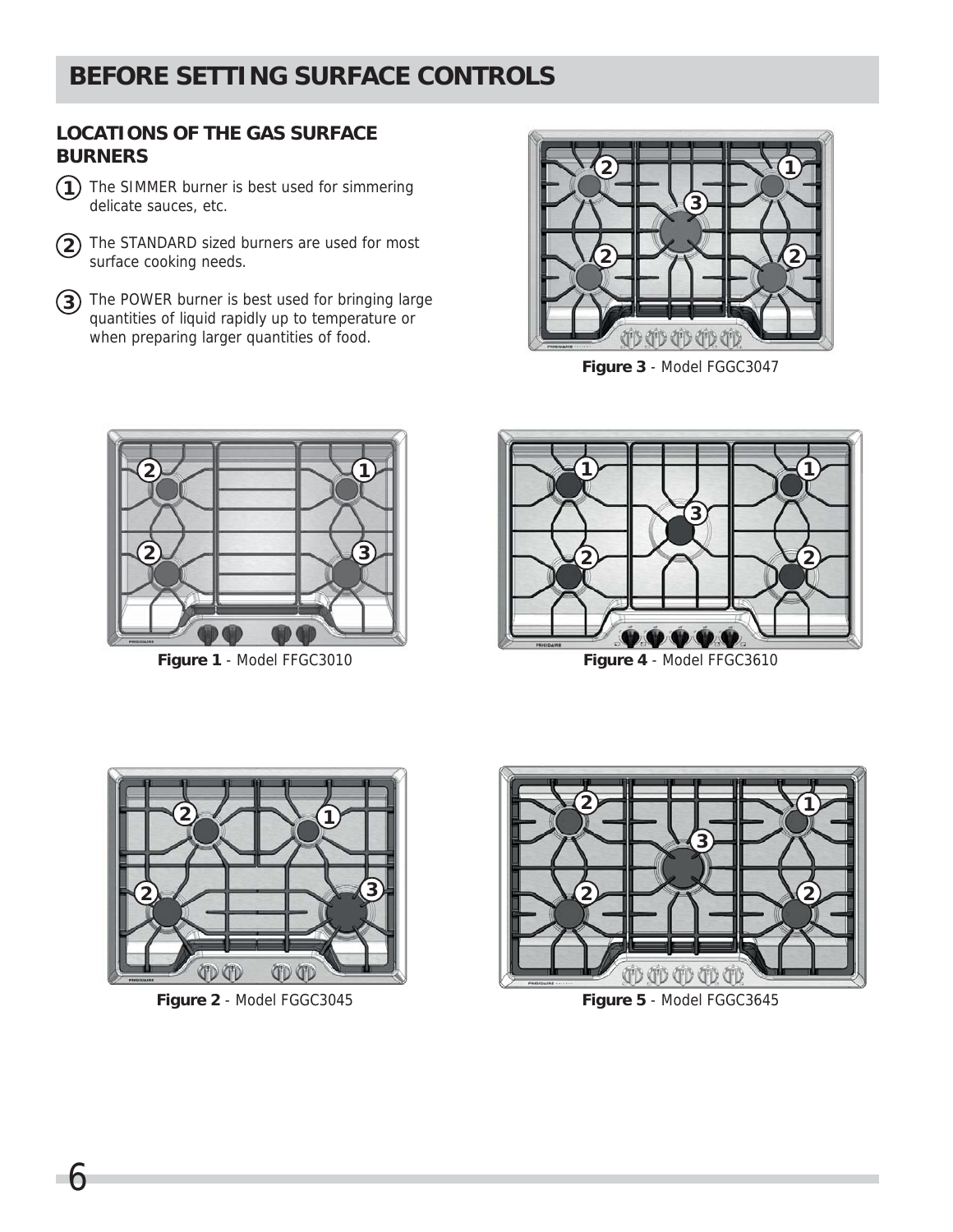# BEFORE SETTING SURFACE CONTROLS

## LOCATIONS OF THE GAS SURFACE BURNERS

1. The SIMMER burner is best used for simmering delicate sauces, etc.

2. The STANDARD sized burners are used for most surface cooking needs.

3. The POWER burner is best used for bringing large quantities of liquid rapidly up to temperature or when preparing larger quantities of food.

**Figure 3** - Model FGGC3047

**Figure 1** - Model FFGC3010

**Figure 4** - Model FFGC3610

**Figure 2** - Model FGGC3045

**Figure 5** - Model FGGC3645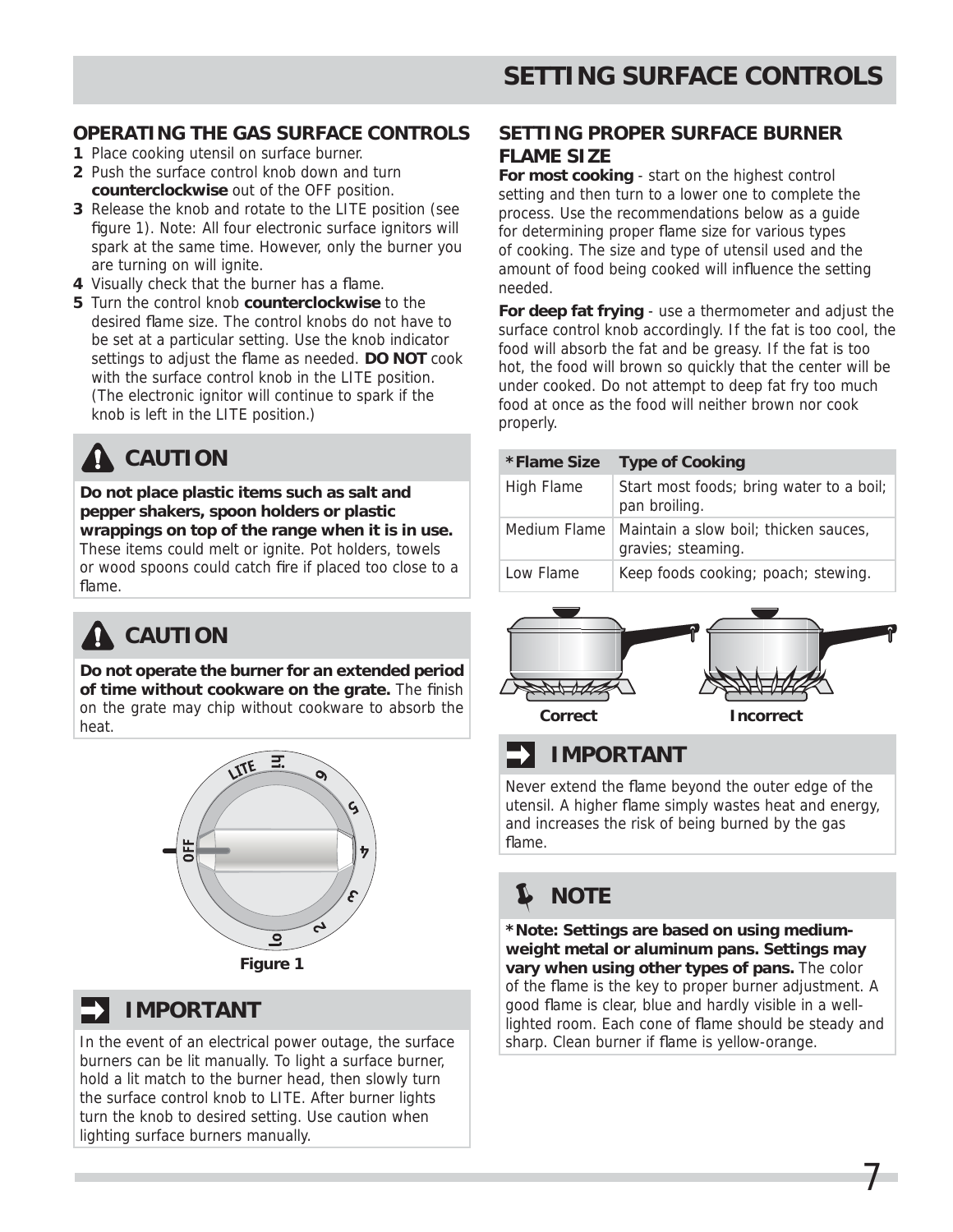# SETTING SURFACE CONTROLS

## OPERATING THE GAS SURFACE CONTROLS

1. Place cooking utensil on surface burner.
2. Push the surface control knob down and turn **counterclockwise** out of the OFF position.
3. Release the knob and rotate to the LITE position (see figure 1). Note: All four electronic surface ignitors will spark at the same time. However, only the burner you are turning on will ignite.
4. Visually check that the burner has a flame.
5. Turn the control knob **counterclockwise** to the desired flame size. The control knobs do not have to be set at a particular setting. Use the knob indicator settings to adjust the flame as needed. **DO NOT** cook with the surface control knob in the LITE position. (The electronic ignitor will continue to spark if the knob is left in the LITE position.)

### CAUTION

**Do not place plastic items such as salt and pepper shakers, spoon holders or plastic wrappings on top of the range when it is in use.** These items could melt or ignite. Pot holders, towels or wood spoons could catch fire if placed too close to a flame.

### CAUTION

**Do not operate the burner for an extended period of time without cookware on the grate.** The finish on the grate may chip without cookware to absorb the heat.

Figure 1

### IMPORTANT

In the event of an electrical power outage, the surface burners can be lit manually. To light a surface burner, hold a lit match to the burner head, then slowly turn the surface control knob to LITE. After burner lights turn the knob to desired setting. Use caution when lighting surface burners manually.

## SETTING PROPER SURFACE BURNER FLAME SIZE

**For most cooking** - start on the highest control setting and then turn to a lower one to complete the process. Use the recommendations below as a guide for determining proper flame size for various types of cooking. The size and type of utensil used and the amount of food being cooked will influence the setting needed.

**For deep fat frying** - use a thermometer and adjust the surface control knob accordingly. If the fat is too cool, the food will absorb the fat and be greasy. If the fat is too hot, the food will brown so quickly that the center will be under cooked. Do not attempt to deep fat fry too much food at once as the food will neither brown nor cook properly.

| *Flame Size | Type of Cooking |
| --- | --- |
| High Flame | Start most foods; bring water to a boil; pan broiling. |
| Medium Flame | Maintain a slow boil; thicken sauces, gravies; steaming. |
| Low Flame | Keep foods cooking; poach; stewing. |

Correct Incorrect

### IMPORTANT

Never extend the flame beyond the outer edge of the utensil. A higher flame simply wastes heat and energy, and increases the risk of being burned by the gas flame.

### NOTE

***Note: Settings are based on using medium-weight metal or aluminum pans. Settings may vary when using other types of pans.** The color of the flame is the key to proper burner adjustment. A good flame is clear, blue and hardly visible in a well-lighted room. Each cone of flame should be steady and sharp. Clean burner if flame is yellow-orange.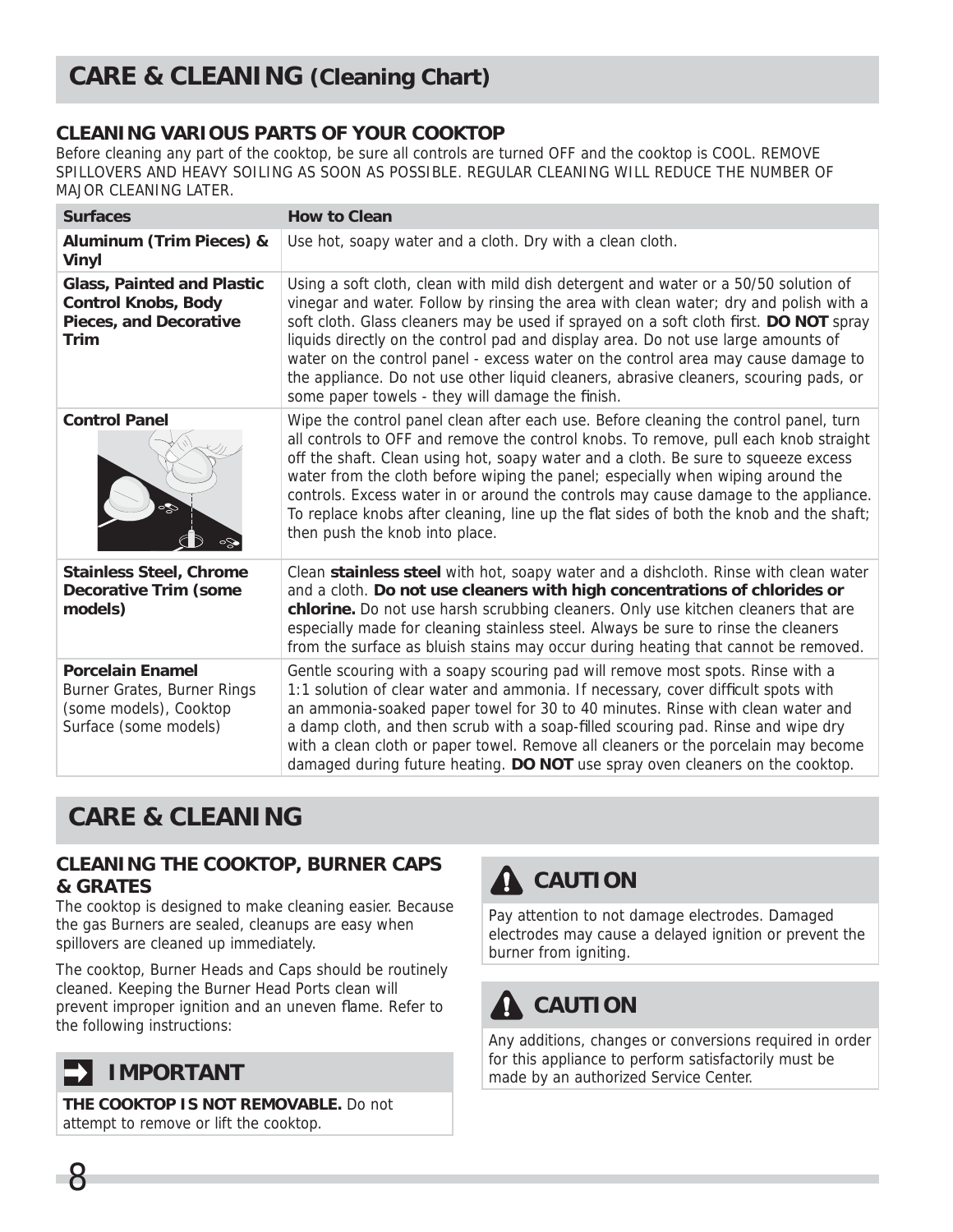# CARE & CLEANING (Cleaning Chart)

## CLEANING VARIOUS PARTS OF YOUR COOKTOP

Before cleaning any part of the cooktop, be sure all controls are turned OFF and the cooktop is COOL. REMOVE SPILLOVERS AND HEAVY SOILING AS SOON AS POSSIBLE. REGULAR CLEANING WILL REDUCE THE NUMBER OF MAJOR CLEANING LATER.

| Surfaces | How to Clean |
|---|---|
| **Aluminum (Trim Pieces) & Vinyl** | Use hot, soapy water and a cloth. Dry with a clean cloth. |
| **Glass, Painted and Plastic Control Knobs, Body Pieces, and Decorative Trim** | Using a soft cloth, clean with mild dish detergent and water or a 50/50 solution of vinegar and water. Follow by rinsing the area with clean water; dry and polish with a soft cloth. Glass cleaners may be used if sprayed on a soft cloth first. **DO NOT** spray liquids directly on the control pad and display area. Do not use large amounts of water on the control panel - excess water on the control area may cause damage to the appliance. Do not use other liquid cleaners, abrasive cleaners, scouring pads, or some paper towels - they will damage the finish. |
| **Control Panel** | Wipe the control panel clean after each use. Before cleaning the control panel, turn all controls to OFF and remove the control knobs. To remove, pull each knob straight off the shaft. Clean using hot, soapy water and a cloth. Be sure to squeeze excess water from the cloth before wiping the panel; especially when wiping around the controls. Excess water in or around the controls may cause damage to the appliance. To replace knobs after cleaning, line up the flat sides of both the knob and the shaft; then push the knob into place. |
| **Stainless Steel, Chrome Decorative Trim (some models)** | Clean **stainless steel** with hot, soapy water and a dishcloth. Rinse with clean water and a cloth. **Do not use cleaners with high concentrations of chlorides or chlorine.** Do not use harsh scrubbing cleaners. Only use kitchen cleaners that are especially made for cleaning stainless steel. Always be sure to rinse the cleaners from the surface as bluish stains may occur during heating that cannot be removed. |
| **Porcelain Enamel** Burner Grates, Burner Rings (some models), Cooktop Surface (some models) | Gentle scouring with a soapy scouring pad will remove most spots. Rinse with a 1:1 solution of clear water and ammonia. If necessary, cover difficult spots with an ammonia-soaked paper towel for 30 to 40 minutes. Rinse with clean water and a damp cloth, and then scrub with a soap-filled scouring pad. Rinse and wipe dry with a clean cloth or paper towel. Remove all cleaners or the porcelain may become damaged during future heating. **DO NOT** use spray oven cleaners on the cooktop. |

# CARE & CLEANING

## CLEANING THE COOKTOP, BURNER CAPS & GRATES

The cooktop is designed to make cleaning easier. Because the gas Burners are sealed, cleanups are easy when spillovers are cleaned up immediately.

The cooktop, Burner Heads and Caps should be routinely cleaned. Keeping the Burner Head Ports clean will prevent improper ignition and an uneven flame. Refer to the following instructions:

### IMPORTANT

**THE COOKTOP IS NOT REMOVABLE.** Do not attempt to remove or lift the cooktop.

### CAUTION

Pay attention to not damage electrodes. Damaged electrodes may cause a delayed ignition or prevent the burner from igniting.

### CAUTION

Any additions, changes or conversions required in order for this appliance to perform satisfactorily must be made by an authorized Service Center.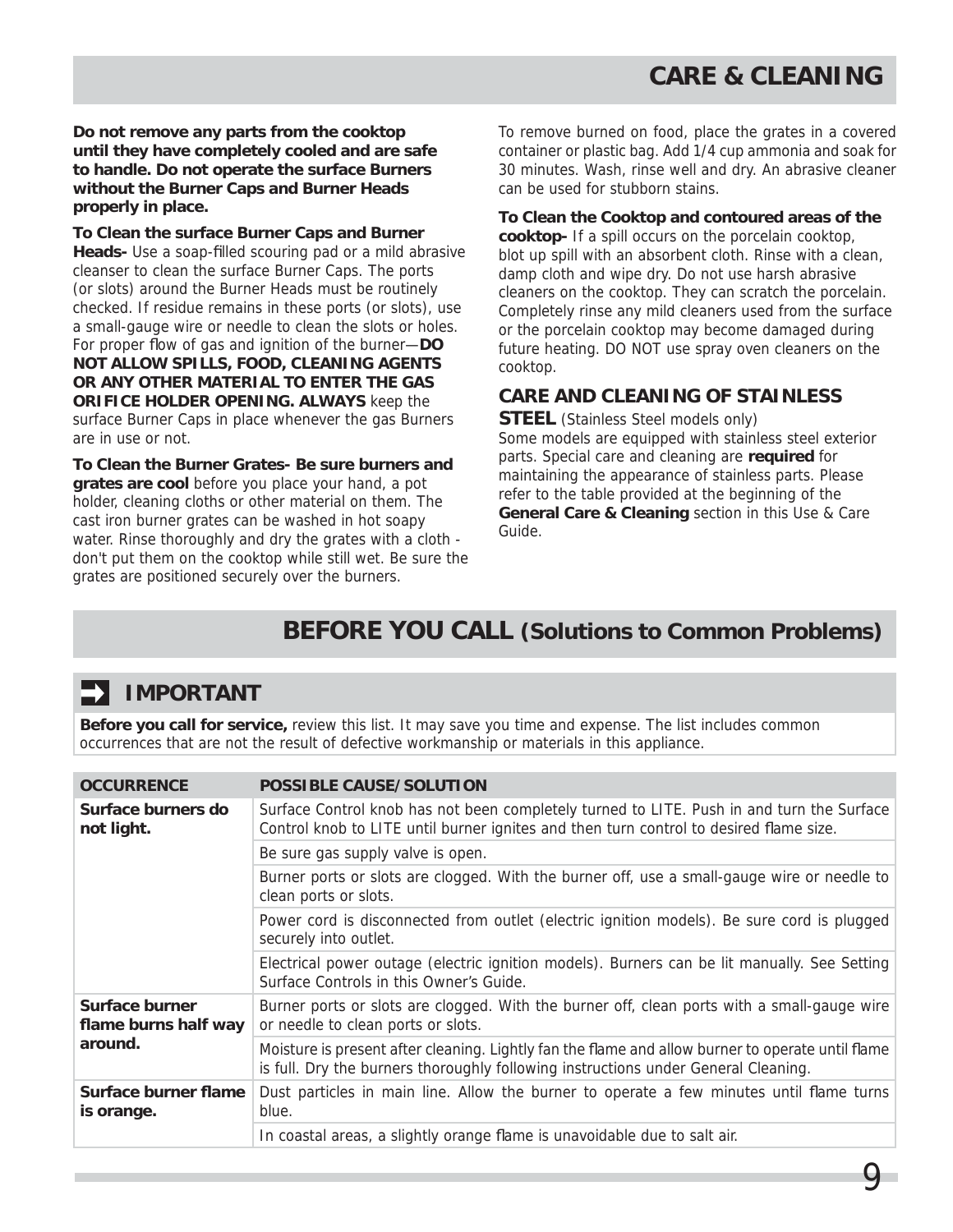# CARE & CLEANING

**Do not remove any parts from the cooktop until they have completely cooled and are safe to handle. Do not operate the surface Burners without the Burner Caps and Burner Heads properly in place.**

**To Clean the surface Burner Caps and Burner Heads-** Use a soap-filled scouring pad or a mild abrasive cleanser to clean the surface Burner Caps. The ports (or slots) around the Burner Heads must be routinely checked. If residue remains in these ports (or slots), use a small-gauge wire or needle to clean the slots or holes. For proper flow of gas and ignition of the burner—**DO NOT ALLOW SPILLS, FOOD, CLEANING AGENTS OR ANY OTHER MATERIAL TO ENTER THE GAS ORIFICE HOLDER OPENING. ALWAYS** keep the surface Burner Caps in place whenever the gas Burners are in use or not.

**To Clean the Burner Grates- Be sure burners and grates are cool** before you place your hand, a pot holder, cleaning cloths or other material on them. The cast iron burner grates can be washed in hot soapy water. Rinse thoroughly and dry the grates with a cloth - don't put them on the cooktop while still wet. Be sure the grates are positioned securely over the burners.

To remove burned on food, place the grates in a covered container or plastic bag. Add 1/4 cup ammonia and soak for 30 minutes. Wash, rinse well and dry. An abrasive cleaner can be used for stubborn stains.

**To Clean the Cooktop and contoured areas of the cooktop-** If a spill occurs on the porcelain cooktop, blot up spill with an absorbent cloth. Rinse with a clean, damp cloth and wipe dry. Do not use harsh abrasive cleaners on the cooktop. They can scratch the porcelain. Completely rinse any mild cleaners used from the surface or the porcelain cooktop may become damaged during future heating. DO NOT use spray oven cleaners on the cooktop.

## CARE AND CLEANING OF STAINLESS STEEL (Stainless Steel models only)

Some models are equipped with stainless steel exterior parts. Special care and cleaning are **required** for maintaining the appearance of stainless parts. Please refer to the table provided at the beginning of the **General Care & Cleaning** section in this Use & Care Guide.

# BEFORE YOU CALL (Solutions to Common Problems)

## IMPORTANT

**Before you call for service,** review this list. It may save you time and expense. The list includes common occurrences that are not the result of defective workmanship or materials in this appliance.

| OCCURRENCE | POSSIBLE CAUSE/SOLUTION |
|---|---|
| **Surface burners do not light.** | Surface Control knob has not been completely turned to LITE. Push in and turn the Surface Control knob to LITE until burner ignites and then turn control to desired flame size. |
| | Be sure gas supply valve is open. |
| | Burner ports or slots are clogged. With the burner off, use a small-gauge wire or needle to clean ports or slots. |
| | Power cord is disconnected from outlet (electric ignition models). Be sure cord is plugged securely into outlet. |
| | Electrical power outage (electric ignition models). Burners can be lit manually. See Setting Surface Controls in this Owner's Guide. |
| **Surface burner flame burns half way around.** | Burner ports or slots are clogged. With the burner off, clean ports with a small-gauge wire or needle to clean ports or slots. |
| | Moisture is present after cleaning. Lightly fan the flame and allow burner to operate until flame is full. Dry the burners thoroughly following instructions under General Cleaning. |
| **Surface burner flame is orange.** | Dust particles in main line. Allow the burner to operate a few minutes until flame turns blue. |
| | In coastal areas, a slightly orange flame is unavoidable due to salt air. |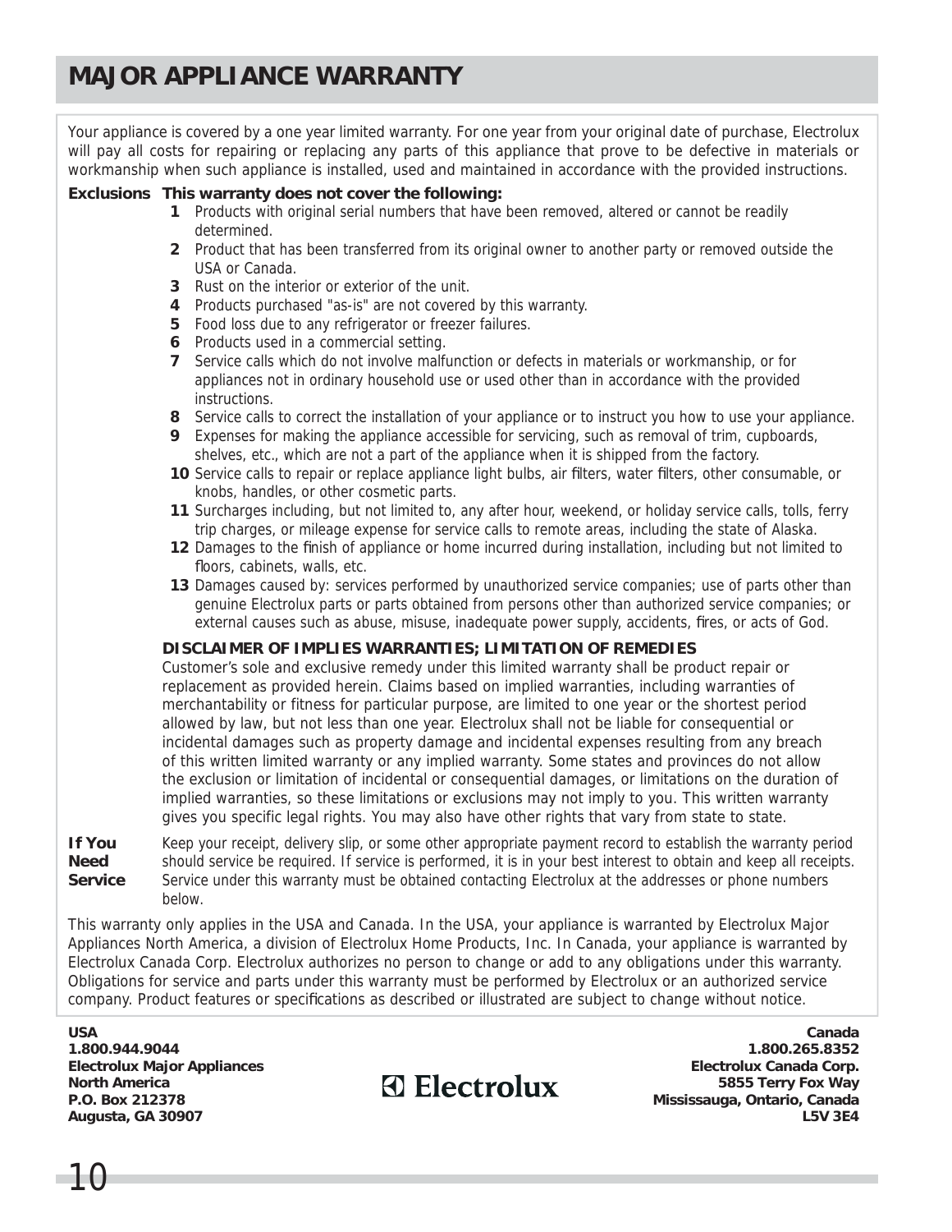# MAJOR APPLIANCE WARRANTY

Your appliance is covered by a one year limited warranty. For one year from your original date of purchase, Electrolux will pay all costs for repairing or replacing any parts of this appliance that prove to be defective in materials or workmanship when such appliance is installed, used and maintained in accordance with the provided instructions.

**Exclusions** **This warranty does not cover the following:**

1. Products with original serial numbers that have been removed, altered or cannot be readily determined.
2. Product that has been transferred from its original owner to another party or removed outside the USA or Canada.
3. Rust on the interior or exterior of the unit.
4. Products purchased "as-is" are not covered by this warranty.
5. Food loss due to any refrigerator or freezer failures.
6. Products used in a commercial setting.
7. Service calls which do not involve malfunction or defects in materials or workmanship, or for appliances not in ordinary household use or used other than in accordance with the provided instructions.
8. Service calls to correct the installation of your appliance or to instruct you how to use your appliance.
9. Expenses for making the appliance accessible for servicing, such as removal of trim, cupboards, shelves, etc., which are not a part of the appliance when it is shipped from the factory.
10. Service calls to repair or replace appliance light bulbs, air filters, water filters, other consumable, or knobs, handles, or other cosmetic parts.
11. Surcharges including, but not limited to, any after hour, weekend, or holiday service calls, tolls, ferry trip charges, or mileage expense for service calls to remote areas, including the state of Alaska.
12. Damages to the finish of appliance or home incurred during installation, including but not limited to floors, cabinets, walls, etc.
13. Damages caused by: services performed by unauthorized service companies; use of parts other than genuine Electrolux parts or parts obtained from persons other than authorized service companies; or external causes such as abuse, misuse, inadequate power supply, accidents, fires, or acts of God.

**DISCLAIMER OF IMPLIES WARRANTIES; LIMITATION OF REMEDIES**

Customer's sole and exclusive remedy under this limited warranty shall be product repair or replacement as provided herein. Claims based on implied warranties, including warranties of merchantability or fitness for particular purpose, are limited to one year or the shortest period allowed by law, but not less than one year. Electrolux shall not be liable for consequential or incidental damages such as property damage and incidental expenses resulting from any breach of this written limited warranty or any implied warranty. Some states and provinces do not allow the exclusion or limitation of incidental or consequential damages, or limitations on the duration of implied warranties, so these limitations or exclusions may not imply to you. This written warranty gives you specific legal rights. You may also have other rights that vary from state to state.

**If You Need Service** Keep your receipt, delivery slip, or some other appropriate payment record to establish the warranty period should service be required. If service is performed, it is in your best interest to obtain and keep all receipts. Service under this warranty must be obtained contacting Electrolux at the addresses or phone numbers below.

This warranty only applies in the USA and Canada. In the USA, your appliance is warranted by Electrolux Major Appliances North America, a division of Electrolux Home Products, Inc. In Canada, your appliance is warranted by Electrolux Canada Corp. Electrolux authorizes no person to change or add to any obligations under this warranty. Obligations for service and parts under this warranty must be performed by Electrolux or an authorized service company. Product features or specifications as described or illustrated are subject to change without notice.

**USA**
**1.800.944.9044**
**Electrolux Major Appliances**
**North America**
**P.O. Box 212378**
**Augusta, GA 30907**

Electrolux

**Canada**
**1.800.265.8352**
**Electrolux Canada Corp.**
**5855 Terry Fox Way**
**Mississauga, Ontario, Canada**
**L5V 3E4**